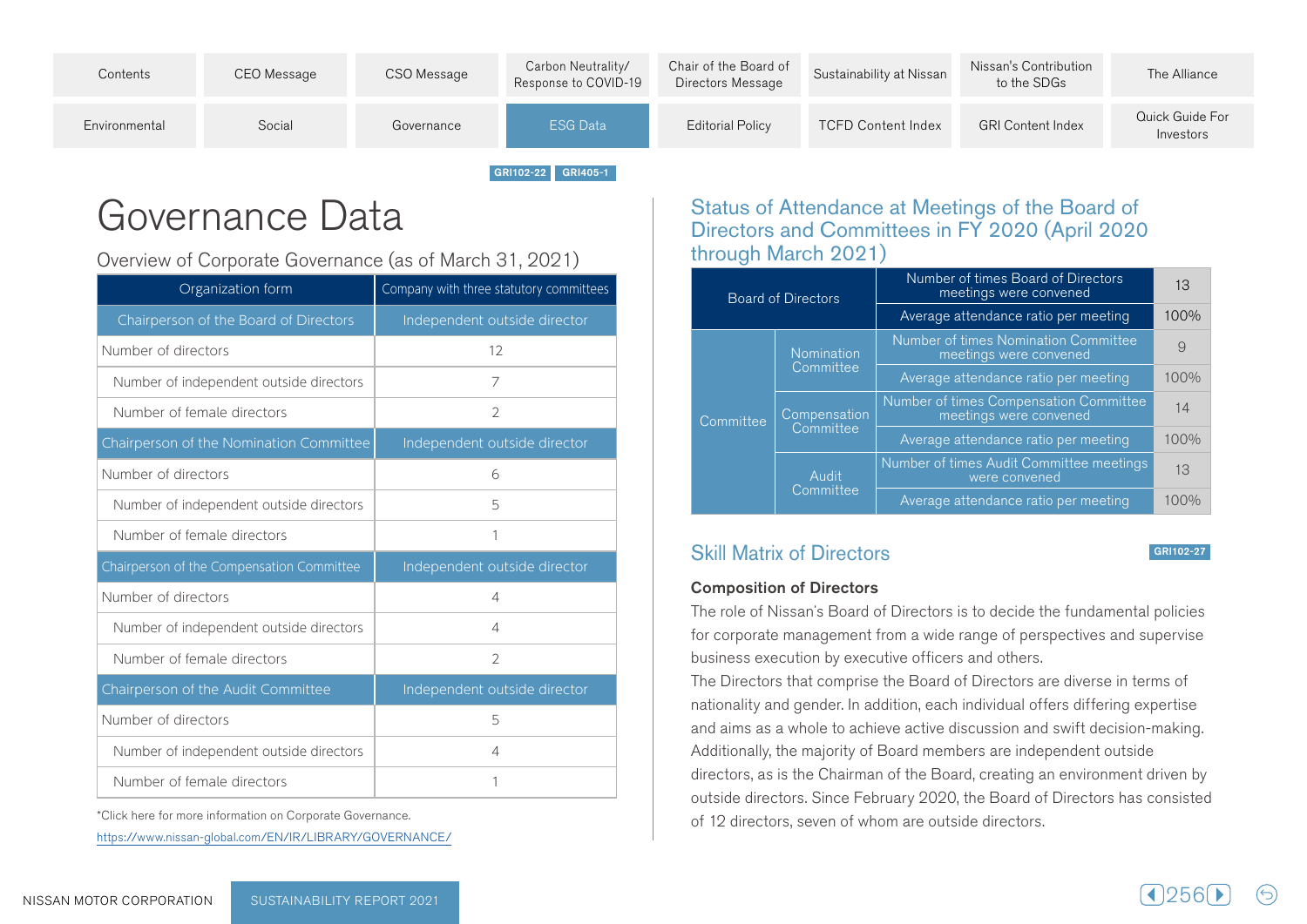GRI102-22 GRI405-1

# Governance Data

## Overview of Corporate Governance (as of March 31, 2021)

| Organization form | Company with three statutory committees |
|---|---|
| Chairperson of the Board of Directors | Independent outside director |
| Number of directors | 12 |
| Number of independent outside directors | 7 |
| Number of female directors | 2 |
| Chairperson of the Nomination Committee | Independent outside director |
| Number of directors | 6 |
| Number of independent outside directors | 5 |
| Number of female directors | 1 |
| Chairperson of the Compensation Committee | Independent outside director |
| Number of directors | 4 |
| Number of independent outside directors | 4 |
| Number of female directors | 2 |
| Chairperson of the Audit Committee | Independent outside director |
| Number of directors | 5 |
| Number of independent outside directors | 4 |
| Number of female directors | 1 |

*Click here for more information on Corporate Governance.
https://www.nissan-global.com/EN/IR/LIBRARY/GOVERNANCE/

## Status of Attendance at Meetings of the Board of Directors and Committees in FY 2020 (April 2020 through March 2021)

| | | | |
|---|---|---|---|
| Board of Directors | | Number of times Board of Directors meetings were convened | 13 |
| | | Average attendance ratio per meeting | 100% |
| Committee | Nomination Committee | Number of times Nomination Committee meetings were convened | 9 |
| | | Average attendance ratio per meeting | 100% |
| | Compensation Committee | Number of times Compensation Committee meetings were convened | 14 |
| | | Average attendance ratio per meeting | 100% |
| | Audit Committee | Number of times Audit Committee meetings were convened | 13 |
| | | Average attendance ratio per meeting | 100% |

## Skill Matrix of Directors

GRI102-27

**Composition of Directors**

The role of Nissan's Board of Directors is to decide the fundamental policies for corporate management from a wide range of perspectives and supervise business execution by executive officers and others.
The Directors that comprise the Board of Directors are diverse in terms of nationality and gender. In addition, each individual offers differing expertise and aims as a whole to achieve active discussion and swift decision-making. Additionally, the majority of Board members are independent outside directors, as is the Chairman of the Board, creating an environment driven by outside directors. Since February 2020, the Board of Directors has consisted of 12 directors, seven of whom are outside directors.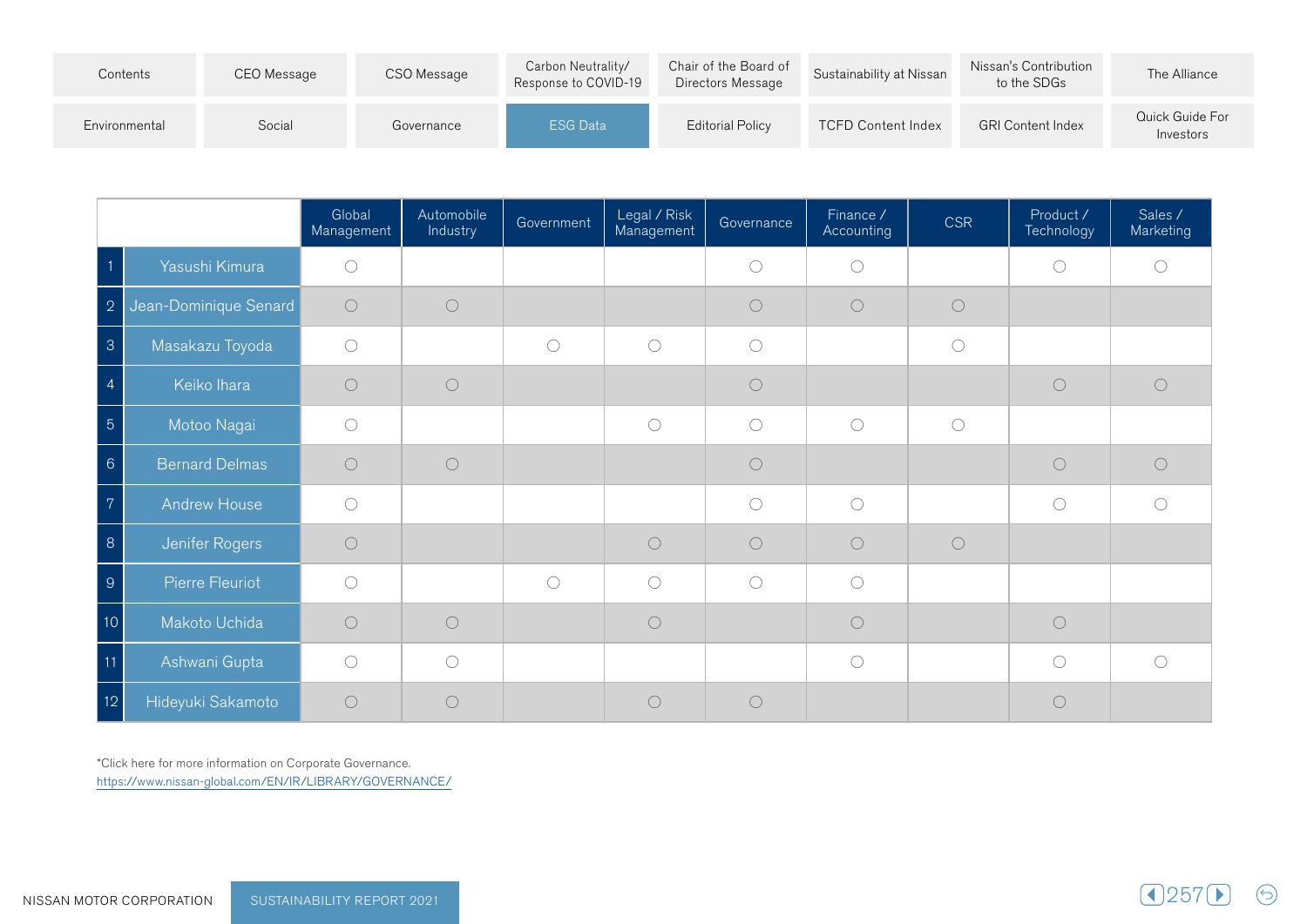| | | Global Management | Automobile Industry | Government | Legal / Risk Management | Governance | Finance / Accounting | CSR | Product / Technology | Sales / Marketing |
|---|---|---|---|---|---|---|---|---|---|---|
| 1 | Yasushi Kimura | ○ | | | | ○ | ○ | | ○ | ○ |
| 2 | Jean-Dominique Senard | ○ | ○ | | | ○ | ○ | ○ | | |
| 3 | Masakazu Toyoda | ○ | | ○ | ○ | ○ | | ○ | | |
| 4 | Keiko Ihara | ○ | ○ | | | ○ | | | ○ | ○ |
| 5 | Motoo Nagai | ○ | | | ○ | ○ | ○ | ○ | | |
| 6 | Bernard Delmas | ○ | ○ | | | ○ | | | ○ | ○ |
| 7 | Andrew House | ○ | | | | ○ | ○ | | ○ | ○ |
| 8 | Jenifer Rogers | ○ | | | ○ | ○ | ○ | ○ | | |
| 9 | Pierre Fleuriot | ○ | | ○ | ○ | ○ | ○ | | | |
| 10 | Makoto Uchida | ○ | ○ | | ○ | | ○ | | ○ | |
| 11 | Ashwani Gupta | ○ | ○ | | | | ○ | | ○ | ○ |
| 12 | Hideyuki Sakamoto | ○ | ○ | | ○ | ○ | | | ○ | |

*Click here for more information on Corporate Governance.
https://www.nissan-global.com/EN/IR/LIBRARY/GOVERNANCE/